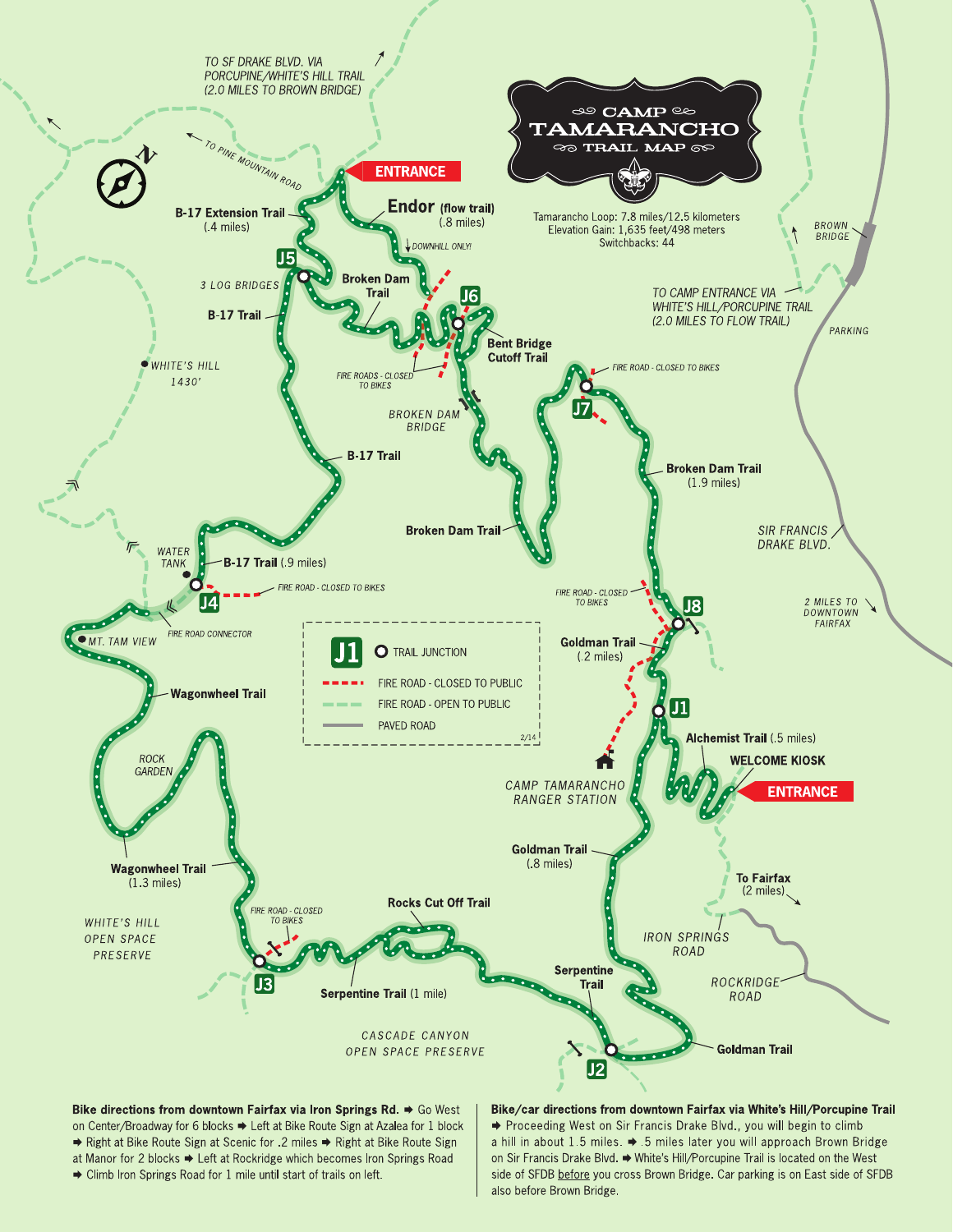# CAMP TAMARANCHO TRAIL MAP

Tamarancho Loop: 7.8 miles/12.5 kilometers
Elevation Gain: 1,635 feet/498 meters
Switchbacks: 44

ENTRANCE

**Endor** (flow trail) (.8 miles) — DOWNHILL ONLY!

**B-17 Extension Trail** (.4 miles)

J5 — 3 LOG BRIDGES

**Broken Dam Trail**

**B-17 Trail**

J6 — **Bent Bridge Cutoff Trail**

FIRE ROADS - CLOSED TO BIKES

BROKEN DAM BRIDGE

**B-17 Trail**

**Broken Dam Trail**

FIRE ROAD - CLOSED TO BIKES — J7

**Broken Dam Trail** (1.9 miles)

WHITE'S HILL 1430'

WATER TANK — J4 — **B-17 Trail** (.9 miles)

FIRE ROAD - CLOSED TO BIKES

FIRE ROAD CONNECTOR

MT. TAM VIEW

**Wagonwheel Trail**

ROCK GARDEN

**Wagonwheel Trail** (1.3 miles)

WHITE'S HILL OPEN SPACE PRESERVE

FIRE ROAD - CLOSED TO BIKES — J3

**Rocks Cut Off Trail**

**Serpentine Trail** (1 mile)

CASCADE CANYON OPEN SPACE PRESERVE

**Serpentine Trail**

J2 — **Goldman Trail**

**Goldman Trail** (.8 miles)

CAMP TAMARANCHO RANGER STATION

FIRE ROAD - CLOSED TO BIKES — J8

**Goldman Trail** (.2 miles)

J1 — **Alchemist Trail** (.5 miles)

**WELCOME KIOSK** — ENTRANCE

**To Fairfax** (2 miles)

IRON SPRINGS ROAD

ROCKRIDGE ROAD

TO SF DRAKE BLVD. VIA PORCUPINE/WHITE'S HILL TRAIL (2.0 MILES TO BROWN BRIDGE)

TO PINE MOUNTAIN ROAD

BROWN BRIDGE

TO CAMP ENTRANCE VIA WHITE'S HILL/PORCUPINE TRAIL (2.0 MILES TO FLOW TRAIL)

PARKING

SIR FRANCIS DRAKE BLVD.

2 MILES TO DOWNTOWN FAIRFAX

**Legend:**
- J1 — TRAIL JUNCTION
- FIRE ROAD - CLOSED TO PUBLIC
- FIRE ROAD - OPEN TO PUBLIC
- PAVED ROAD

2/14

**Bike directions from downtown Fairfax via Iron Springs Rd.** ➡ Go West on Center/Broadway for 6 blocks ➡ Left at Bike Route Sign at Azalea for 1 block ➡ Right at Bike Route Sign at Scenic for .2 miles ➡ Right at Bike Route Sign at Manor for 2 blocks ➡ Left at Rockridge which becomes Iron Springs Road ➡ Climb Iron Springs Road for 1 mile until start of trails on left.

**Bike/car directions from downtown Fairfax via White's Hill/Porcupine Trail** ➡ Proceeding West on Sir Francis Drake Blvd., you will begin to climb a hill in about 1.5 miles. ➡ .5 miles later you will approach Brown Bridge on Sir Francis Drake Blvd. ➡ White's Hill/Porcupine Trail is located on the West side of SFDB before you cross Brown Bridge. Car parking is on East side of SFDB also before Brown Bridge.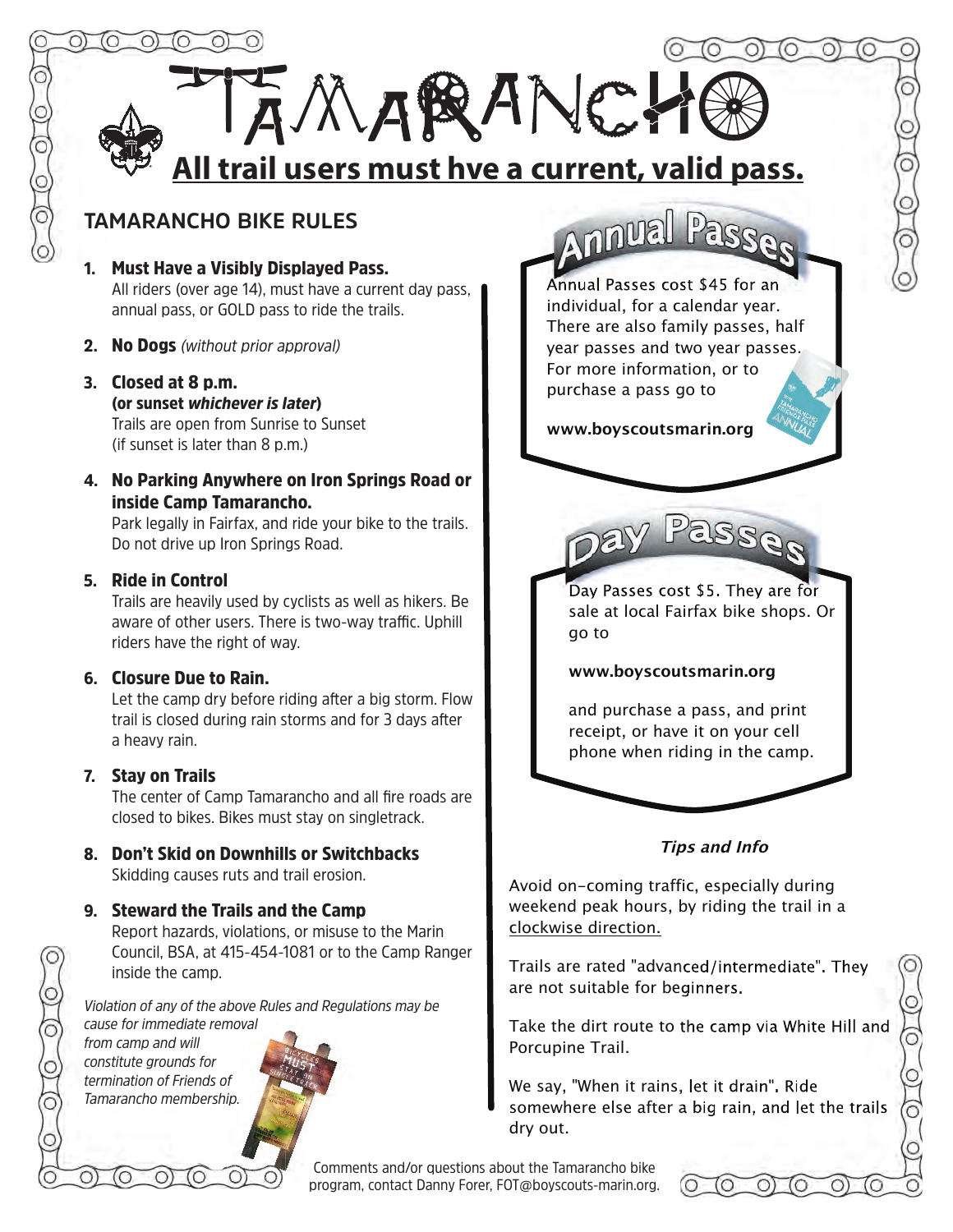# TAMARANCHO

## All trail users must hve a current, valid pass.

## TAMARANCHO BIKE RULES

1. **Must Have a Visibly Displayed Pass.**
   All riders (over age 14), must have a current day pass, annual pass, or GOLD pass to ride the trails.

2. **No Dogs** *(without prior approval)*

3. **Closed at 8 p.m.**
   **(or sunset *whichever is later*)**
   Trails are open from Sunrise to Sunset (if sunset is later than 8 p.m.)

4. **No Parking Anywhere on Iron Springs Road or inside Camp Tamarancho.**
   Park legally in Fairfax, and ride your bike to the trails. Do not drive up Iron Springs Road.

5. **Ride in Control**
   Trails are heavily used by cyclists as well as hikers. Be aware of other users. There is two-way traffic. Uphill riders have the right of way.

6. **Closure Due to Rain.**
   Let the camp dry before riding after a big storm. Flow trail is closed during rain storms and for 3 days after a heavy rain.

7. **Stay on Trails**
   The center of Camp Tamarancho and all fire roads are closed to bikes. Bikes must stay on singletrack.

8. **Don't Skid on Downhills or Switchbacks**
   Skidding causes ruts and trail erosion.

9. **Steward the Trails and the Camp**
   Report hazards, violations, or misuse to the Marin Council, BSA, at 415-454-1081 or to the Camp Ranger inside the camp.

*Violation of any of the above Rules and Regulations may be cause for immediate removal from camp and will constitute grounds for termination of Friends of Tamarancho membership.*

## Annual Passes

Annual Passes cost $45 for an individual, for a calendar year. There are also family passes, half year passes and two year passes. For more information, or to purchase a pass go to

**www.boyscoutsmarin.org**

## Day Passes

Day Passes cost $5. They are for sale at local Fairfax bike shops. Or go to

**www.boyscoutsmarin.org**

and purchase a pass, and print receipt, or have it on your cell phone when riding in the camp.

### *Tips and Info*

Avoid on-coming traffic, especially during weekend peak hours, by riding the trail in a clockwise direction.

Trails are rated "advanced/intermediate". They are not suitable for beginners.

Take the dirt route to the camp via White Hill and Porcupine Trail.

We say, "When it rains, let it drain". Ride somewhere else after a big rain, and let the trails dry out.

Comments and/or questions about the Tamarancho bike program, contact Danny Forer, FOT@boyscouts-marin.org.